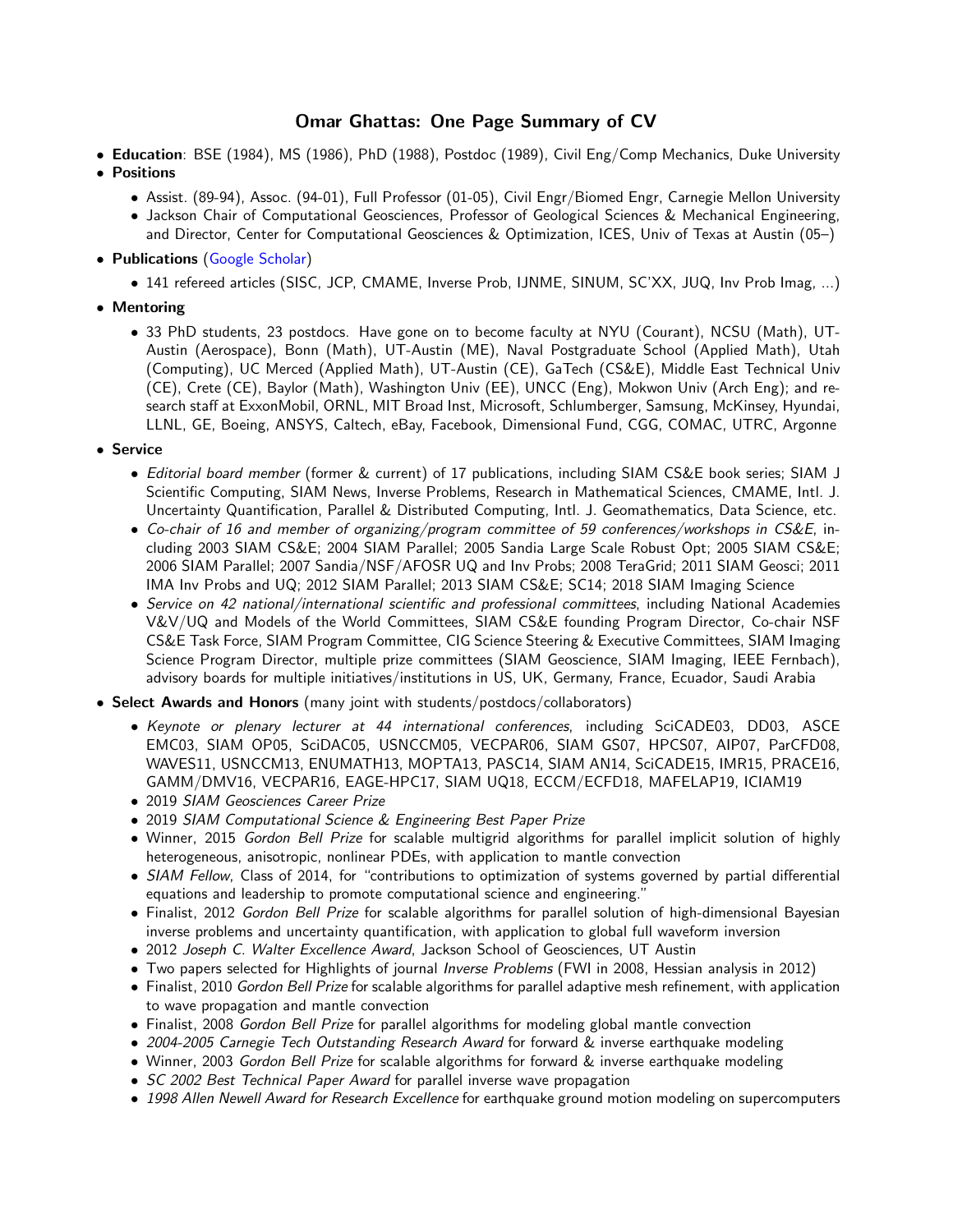# Omar Ghattas: One Page Summary of CV

- **Education**: BSE (1984), MS (1986), PhD (1988), Postdoc (1989), Civil Eng/Comp Mechanics, Duke University
- **Positions**
  - Assist. (89-94), Assoc. (94-01), Full Professor (01-05), Civil Engr/Biomed Engr, Carnegie Mellon University
  - Jackson Chair of Computational Geosciences, Professor of Geological Sciences & Mechanical Engineering, and Director, Center for Computational Geosciences & Optimization, ICES, Univ of Texas at Austin (05–)
- **Publications** (Google Scholar)
  - 141 refereed articles (SISC, JCP, CMAME, Inverse Prob, IJNME, SINUM, SC'XX, JUQ, Inv Prob Imag, ...)
- **Mentoring**
  - 33 PhD students, 23 postdocs. Have gone on to become faculty at NYU (Courant), NCSU (Math), UT-Austin (Aerospace), Bonn (Math), UT-Austin (ME), Naval Postgraduate School (Applied Math), Utah (Computing), UC Merced (Applied Math), UT-Austin (CE), GaTech (CS&E), Middle East Technical Univ (CE), Crete (CE), Baylor (Math), Washington Univ (EE), UNCC (Eng), Mokwon Univ (Arch Eng); and research staff at ExxonMobil, ORNL, MIT Broad Inst, Microsoft, Schlumberger, Samsung, McKinsey, Hyundai, LLNL, GE, Boeing, ANSYS, Caltech, eBay, Facebook, Dimensional Fund, CGG, COMAC, UTRC, Argonne
- **Service**
  - *Editorial board member* (former & current) of 17 publications, including SIAM CS&E book series; SIAM J Scientific Computing, SIAM News, Inverse Problems, Research in Mathematical Sciences, CMAME, Intl. J. Uncertainty Quantification, Parallel & Distributed Computing, Intl. J. Geomathematics, Data Science, etc.
  - *Co-chair of 16 and member of organizing/program committee of 59 conferences/workshops in CS&E*, including 2003 SIAM CS&E; 2004 SIAM Parallel; 2005 Sandia Large Scale Robust Opt; 2005 SIAM CS&E; 2006 SIAM Parallel; 2007 Sandia/NSF/AFOSR UQ and Inv Probs; 2008 TeraGrid; 2011 SIAM Geosci; 2011 IMA Inv Probs and UQ; 2012 SIAM Parallel; 2013 SIAM CS&E; SC14; 2018 SIAM Imaging Science
  - *Service on 42 national/international scientific and professional committees*, including National Academies V&V/UQ and Models of the World Committees, SIAM CS&E founding Program Director, Co-chair NSF CS&E Task Force, SIAM Program Committee, CIG Science Steering & Executive Committees, SIAM Imaging Science Program Director, multiple prize committees (SIAM Geoscience, SIAM Imaging, IEEE Fernbach), advisory boards for multiple initiatives/institutions in US, UK, Germany, France, Ecuador, Saudi Arabia
- **Select Awards and Honors** (many joint with students/postdocs/collaborators)
  - *Keynote or plenary lecturer at 44 international conferences*, including SciCADE03, DD03, ASCE EMC03, SIAM OP05, SciDAC05, USNCCM05, VECPAR06, SIAM GS07, HPCS07, AIP07, ParCFD08, WAVES11, USNCCM13, ENUMATH13, MOPTA13, PASC14, SIAM AN14, SciCADE15, IMR15, PRACE16, GAMM/DMV16, VECPAR16, EAGE-HPC17, SIAM UQ18, ECCM/ECFD18, MAFELAP19, ICIAM19
  - 2019 *SIAM Geosciences Career Prize*
  - 2019 *SIAM Computational Science & Engineering Best Paper Prize*
  - Winner, 2015 *Gordon Bell Prize* for scalable multigrid algorithms for parallel implicit solution of highly heterogeneous, anisotropic, nonlinear PDEs, with application to mantle convection
  - *SIAM Fellow*, Class of 2014, for "contributions to optimization of systems governed by partial differential equations and leadership to promote computational science and engineering."
  - Finalist, 2012 *Gordon Bell Prize* for scalable algorithms for parallel solution of high-dimensional Bayesian inverse problems and uncertainty quantification, with application to global full waveform inversion
  - 2012 *Joseph C. Walter Excellence Award*, Jackson School of Geosciences, UT Austin
  - Two papers selected for Highlights of journal *Inverse Problems* (FWI in 2008, Hessian analysis in 2012)
  - Finalist, 2010 *Gordon Bell Prize* for scalable algorithms for parallel adaptive mesh refinement, with application to wave propagation and mantle convection
  - Finalist, 2008 *Gordon Bell Prize* for parallel algorithms for modeling global mantle convection
  - *2004-2005 Carnegie Tech Outstanding Research Award* for forward & inverse earthquake modeling
  - Winner, 2003 *Gordon Bell Prize* for scalable algorithms for forward & inverse earthquake modeling
  - *SC 2002 Best Technical Paper Award* for parallel inverse wave propagation
  - *1998 Allen Newell Award for Research Excellence* for earthquake ground motion modeling on supercomputers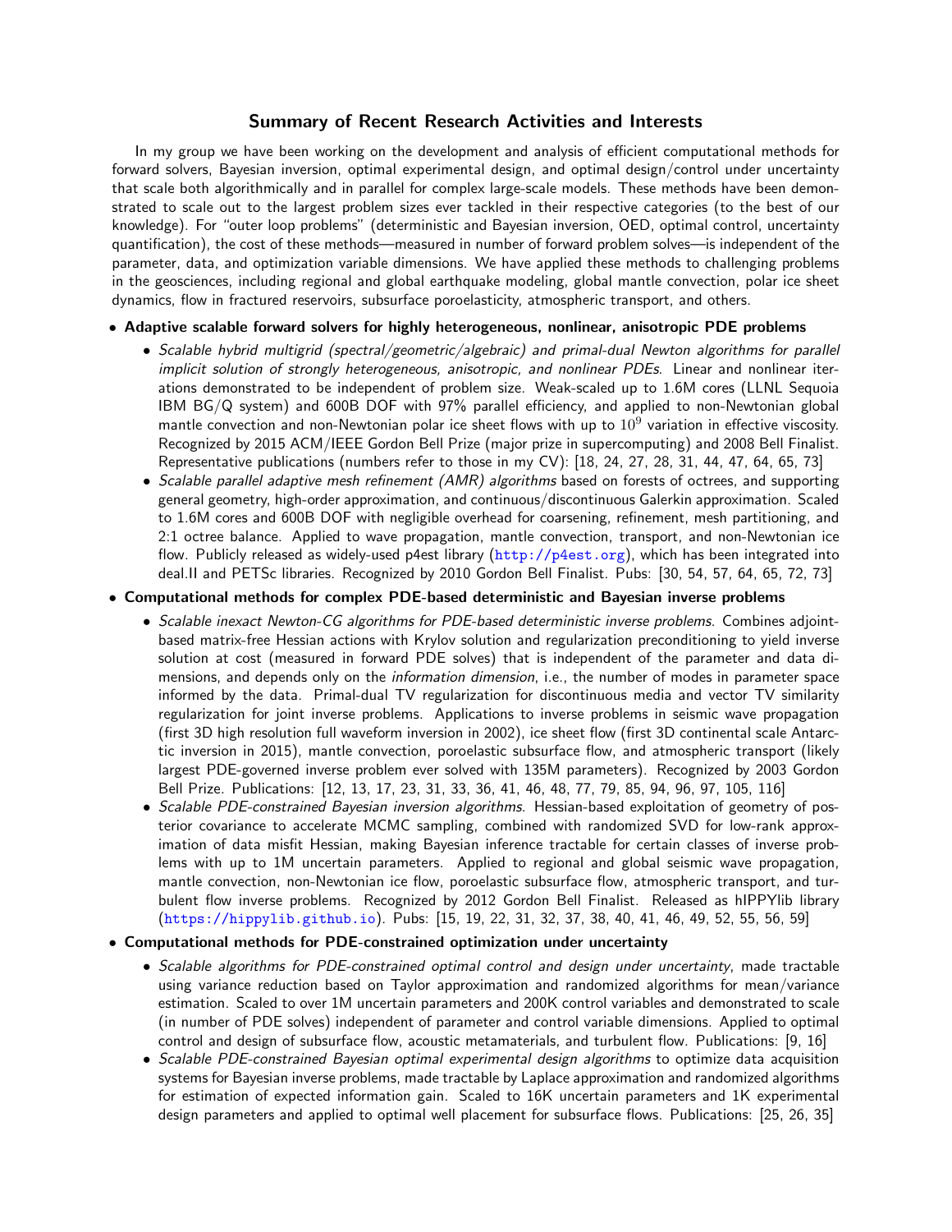## Summary of Recent Research Activities and Interests

In my group we have been working on the development and analysis of efficient computational methods for forward solvers, Bayesian inversion, optimal experimental design, and optimal design/control under uncertainty that scale both algorithmically and in parallel for complex large-scale models. These methods have been demonstrated to scale out to the largest problem sizes ever tackled in their respective categories (to the best of our knowledge). For "outer loop problems" (deterministic and Bayesian inversion, OED, optimal control, uncertainty quantification), the cost of these methods—measured in number of forward problem solves—is independent of the parameter, data, and optimization variable dimensions. We have applied these methods to challenging problems in the geosciences, including regional and global earthquake modeling, global mantle convection, polar ice sheet dynamics, flow in fractured reservoirs, subsurface poroelasticity, atmospheric transport, and others.

- **Adaptive scalable forward solvers for highly heterogeneous, nonlinear, anisotropic PDE problems**
  - *Scalable hybrid multigrid (spectral/geometric/algebraic) and primal-dual Newton algorithms for parallel implicit solution of strongly heterogeneous, anisotropic, and nonlinear PDEs*. Linear and nonlinear iterations demonstrated to be independent of problem size. Weak-scaled up to 1.6M cores (LLNL Sequoia IBM BG/Q system) and 600B DOF with 97% parallel efficiency, and applied to non-Newtonian global mantle convection and non-Newtonian polar ice sheet flows with up to $10^9$ variation in effective viscosity. Recognized by 2015 ACM/IEEE Gordon Bell Prize (major prize in supercomputing) and 2008 Bell Finalist. Representative publications (numbers refer to those in my CV): [18, 24, 27, 28, 31, 44, 47, 64, 65, 73]
  - *Scalable parallel adaptive mesh refinement (AMR) algorithms* based on forests of octrees, and supporting general geometry, high-order approximation, and continuous/discontinuous Galerkin approximation. Scaled to 1.6M cores and 600B DOF with negligible overhead for coarsening, refinement, mesh partitioning, and 2:1 octree balance. Applied to wave propagation, mantle convection, transport, and non-Newtonian ice flow. Publicly released as widely-used p4est library (http://p4est.org), which has been integrated into deal.II and PETSc libraries. Recognized by 2010 Gordon Bell Finalist. Pubs: [30, 54, 57, 64, 65, 72, 73]
- **Computational methods for complex PDE-based deterministic and Bayesian inverse problems**
  - *Scalable inexact Newton-CG algorithms for PDE-based deterministic inverse problems.* Combines adjoint-based matrix-free Hessian actions with Krylov solution and regularization preconditioning to yield inverse solution at cost (measured in forward PDE solves) that is independent of the parameter and data dimensions, and depends only on the *information dimension*, i.e., the number of modes in parameter space informed by the data. Primal-dual TV regularization for discontinuous media and vector TV similarity regularization for joint inverse problems. Applications to inverse problems in seismic wave propagation (first 3D high resolution full waveform inversion in 2002), ice sheet flow (first 3D continental scale Antarctic inversion in 2015), mantle convection, poroelastic subsurface flow, and atmospheric transport (likely largest PDE-governed inverse problem ever solved with 135M parameters). Recognized by 2003 Gordon Bell Prize. Publications: [12, 13, 17, 23, 31, 33, 36, 41, 46, 48, 77, 79, 85, 94, 96, 97, 105, 116]
  - *Scalable PDE-constrained Bayesian inversion algorithms.* Hessian-based exploitation of geometry of posterior covariance to accelerate MCMC sampling, combined with randomized SVD for low-rank approximation of data misfit Hessian, making Bayesian inference tractable for certain classes of inverse problems with up to 1M uncertain parameters. Applied to regional and global seismic wave propagation, mantle convection, non-Newtonian ice flow, poroelastic subsurface flow, atmospheric transport, and turbulent flow inverse problems. Recognized by 2012 Gordon Bell Finalist. Released as hIPPYlib library (https://hippylib.github.io). Pubs: [15, 19, 22, 31, 32, 37, 38, 40, 41, 46, 49, 52, 55, 56, 59]
- **Computational methods for PDE-constrained optimization under uncertainty**
  - *Scalable algorithms for PDE-constrained optimal control and design under uncertainty*, made tractable using variance reduction based on Taylor approximation and randomized algorithms for mean/variance estimation. Scaled to over 1M uncertain parameters and 200K control variables and demonstrated to scale (in number of PDE solves) independent of parameter and control variable dimensions. Applied to optimal control and design of subsurface flow, acoustic metamaterials, and turbulent flow. Publications: [9, 16]
  - *Scalable PDE-constrained Bayesian optimal experimental design algorithms* to optimize data acquisition systems for Bayesian inverse problems, made tractable by Laplace approximation and randomized algorithms for estimation of expected information gain. Scaled to 16K uncertain parameters and 1K experimental design parameters and applied to optimal well placement for subsurface flows. Publications: [25, 26, 35]